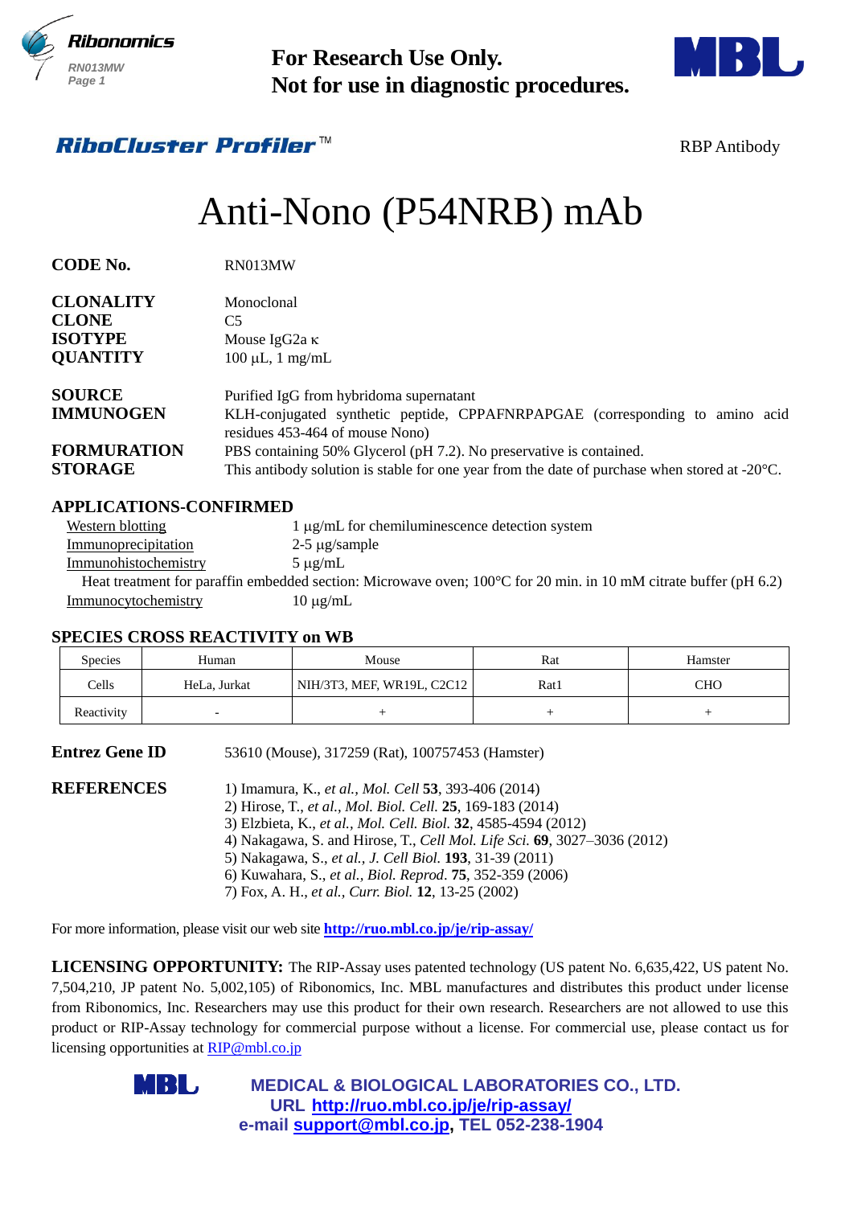For Research Use Only.
Not for use in diagnostic procedures.

*RiboCluster Profiler*™

RBP Antibody

# Anti-Nono (P54NRB) mAb

**CODE No.** RN013MW

**CLONALITY** Monoclonal
**CLONE** C5
**ISOTYPE** Mouse IgG2a κ
**QUANTITY** 100 μL, 1 mg/mL

**SOURCE** Purified IgG from hybridoma supernatant
**IMMUNOGEN** KLH-conjugated synthetic peptide, CPPAFNRPAPGAE (corresponding to amino acid residues 453-464 of mouse Nono)
**FORMURATION** PBS containing 50% Glycerol (pH 7.2). No preservative is contained.
**STORAGE** This antibody solution is stable for one year from the date of purchase when stored at -20°C.

## APPLICATIONS-CONFIRMED

Western blotting — 1 μg/mL for chemiluminescence detection system
Immunoprecipitation — 2-5 μg/sample
Immunohistochemistry — 5 μg/mL
Heat treatment for paraffin embedded section: Microwave oven; 100°C for 20 min. in 10 mM citrate buffer (pH 6.2)
Immunocytochemistry — 10 μg/mL

## SPECIES CROSS REACTIVITY on WB

| Species | Human | Mouse | Rat | Hamster |
|---|---|---|---|---|
| Cells | HeLa, Jurkat | NIH/3T3, MEF, WR19L, C2C12 | Rat1 | CHO |
| Reactivity | - | + | + | + |

**Entrez Gene ID** 53610 (Mouse), 317259 (Rat), 100757453 (Hamster)

**REFERENCES**
1) Imamura, K., *et al., Mol. Cell* **53**, 393-406 (2014)
2) Hirose, T., *et al., Mol. Biol. Cell.* **25**, 169-183 (2014)
3) Elzbieta, K., *et al., Mol. Cell. Biol.* **32**, 4585-4594 (2012)
4) Nakagawa, S. and Hirose, T., *Cell Mol. Life Sci.* **69**, 3027–3036 (2012)
5) Nakagawa, S., *et al., J. Cell Biol.* **193**, 31-39 (2011)
6) Kuwahara, S., *et al., Biol. Reprod*. **75**, 352-359 (2006)
7) Fox, A. H., *et al., Curr. Biol.* **12**, 13-25 (2002)

For more information, please visit our web site **http://ruo.mbl.co.jp/je/rip-assay/**

**LICENSING OPPORTUNITY:** The RIP-Assay uses patented technology (US patent No. 6,635,422, US patent No. 7,504,210, JP patent No. 5,002,105) of Ribonomics, Inc. MBL manufactures and distributes this product under license from Ribonomics, Inc. Researchers may use this product for their own research. Researchers are not allowed to use this product or RIP-Assay technology for commercial purpose without a license. For commercial use, please contact us for licensing opportunities at RIP@mbl.co.jp

**MEDICAL & BIOLOGICAL LABORATORIES CO., LTD.**
**URL http://ruo.mbl.co.jp/je/rip-assay/**
**e-mail support@mbl.co.jp, TEL 052-238-1904**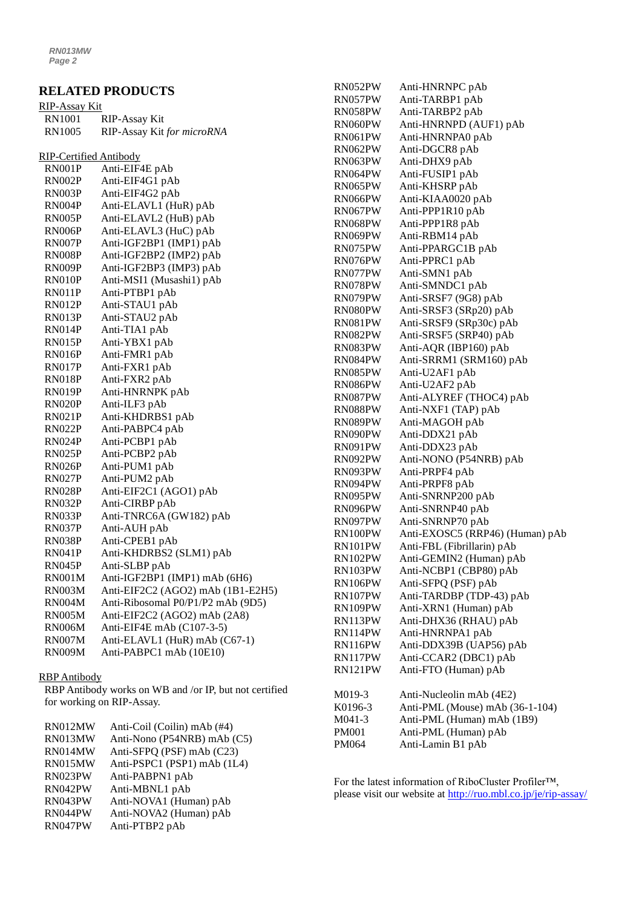## RELATED PRODUCTS

RIP-Assay Kit

| | |
|---|---|
| RN1001 | RIP-Assay Kit |
| RN1005 | RIP-Assay Kit *for microRNA* |

RIP-Certified Antibody

| | |
|---|---|
| RN001P | Anti-EIF4E pAb |
| RN002P | Anti-EIF4G1 pAb |
| RN003P | Anti-EIF4G2 pAb |
| RN004P | Anti-ELAVL1 (HuR) pAb |
| RN005P | Anti-ELAVL2 (HuB) pAb |
| RN006P | Anti-ELAVL3 (HuC) pAb |
| RN007P | Anti-IGF2BP1 (IMP1) pAb |
| RN008P | Anti-IGF2BP2 (IMP2) pAb |
| RN009P | Anti-IGF2BP3 (IMP3) pAb |
| RN010P | Anti-MSI1 (Musashi1) pAb |
| RN011P | Anti-PTBP1 pAb |
| RN012P | Anti-STAU1 pAb |
| RN013P | Anti-STAU2 pAb |
| RN014P | Anti-TIA1 pAb |
| RN015P | Anti-YBX1 pAb |
| RN016P | Anti-FMR1 pAb |
| RN017P | Anti-FXR1 pAb |
| RN018P | Anti-FXR2 pAb |
| RN019P | Anti-HNRNPK pAb |
| RN020P | Anti-ILF3 pAb |
| RN021P | Anti-KHDRBS1 pAb |
| RN022P | Anti-PABPC4 pAb |
| RN024P | Anti-PCBP1 pAb |
| RN025P | Anti-PCBP2 pAb |
| RN026P | Anti-PUM1 pAb |
| RN027P | Anti-PUM2 pAb |
| RN028P | Anti-EIF2C1 (AGO1) pAb |
| RN032P | Anti-CIRBP pAb |
| RN033P | Anti-TNRC6A (GW182) pAb |
| RN037P | Anti-AUH pAb |
| RN038P | Anti-CPEB1 pAb |
| RN041P | Anti-KHDRBS2 (SLM1) pAb |
| RN045P | Anti-SLBP pAb |
| RN001M | Anti-IGF2BP1 (IMP1) mAb (6H6) |
| RN003M | Anti-EIF2C2 (AGO2) mAb (1B1-E2H5) |
| RN004M | Anti-Ribosomal P0/P1/P2 mAb (9D5) |
| RN005M | Anti-EIF2C2 (AGO2) mAb (2A8) |
| RN006M | Anti-EIF4E mAb (C107-3-5) |
| RN007M | Anti-ELAVL1 (HuR) mAb (C67-1) |
| RN009M | Anti-PABPC1 mAb (10E10) |

RBP Antibody

RBP Antibody works on WB and /or IP, but not certified for working on RIP-Assay.

| | |
|---|---|
| RN012MW | Anti-Coil (Coilin) mAb (#4) |
| RN013MW | Anti-Nono (P54NRB) mAb (C5) |
| RN014MW | Anti-SFPQ (PSF) mAb (C23) |
| RN015MW | Anti-PSPC1 (PSP1) mAb (1L4) |
| RN023PW | Anti-PABPN1 pAb |
| RN042PW | Anti-MBNL1 pAb |
| RN043PW | Anti-NOVA1 (Human) pAb |
| RN044PW | Anti-NOVA2 (Human) pAb |
| RN047PW | Anti-PTBP2 pAb |
| RN052PW | Anti-HNRNPC pAb |
| RN057PW | Anti-TARBP1 pAb |
| RN058PW | Anti-TARBP2 pAb |
| RN060PW | Anti-HNRNPD (AUF1) pAb |
| RN061PW | Anti-HNRNPA0 pAb |
| RN062PW | Anti-DGCR8 pAb |
| RN063PW | Anti-DHX9 pAb |
| RN064PW | Anti-FUSIP1 pAb |
| RN065PW | Anti-KHSRP pAb |
| RN066PW | Anti-KIAA0020 pAb |
| RN067PW | Anti-PPP1R10 pAb |
| RN068PW | Anti-PPP1R8 pAb |
| RN069PW | Anti-RBM14 pAb |
| RN075PW | Anti-PPARGC1B pAb |
| RN076PW | Anti-PPRC1 pAb |
| RN077PW | Anti-SMN1 pAb |
| RN078PW | Anti-SMNDC1 pAb |
| RN079PW | Anti-SRSF7 (9G8) pAb |
| RN080PW | Anti-SRSF3 (SRp20) pAb |
| RN081PW | Anti-SRSF9 (SRp30c) pAb |
| RN082PW | Anti-SRSF5 (SRP40) pAb |
| RN083PW | Anti-AQR (IBP160) pAb |
| RN084PW | Anti-SRRM1 (SRM160) pAb |
| RN085PW | Anti-U2AF1 pAb |
| RN086PW | Anti-U2AF2 pAb |
| RN087PW | Anti-ALYREF (THOC4) pAb |
| RN088PW | Anti-NXF1 (TAP) pAb |
| RN089PW | Anti-MAGOH pAb |
| RN090PW | Anti-DDX21 pAb |
| RN091PW | Anti-DDX23 pAb |
| RN092PW | Anti-NONO (P54NRB) pAb |
| RN093PW | Anti-PRPF4 pAb |
| RN094PW | Anti-PRPF8 pAb |
| RN095PW | Anti-SNRNP200 pAb |
| RN096PW | Anti-SNRNP40 pAb |
| RN097PW | Anti-SNRNP70 pAb |
| RN100PW | Anti-EXOSC5 (RRP46) (Human) pAb |
| RN101PW | Anti-FBL (Fibrillarin) pAb |
| RN102PW | Anti-GEMIN2 (Human) pAb |
| RN103PW | Anti-NCBP1 (CBP80) pAb |
| RN106PW | Anti-SFPQ (PSF) pAb |
| RN107PW | Anti-TARDBP (TDP-43) pAb |
| RN109PW | Anti-XRN1 (Human) pAb |
| RN113PW | Anti-DHX36 (RHAU) pAb |
| RN114PW | Anti-HNRNPA1 pAb |
| RN116PW | Anti-DDX39B (UAP56) pAb |
| RN117PW | Anti-CCAR2 (DBC1) pAb |
| RN121PW | Anti-FTO (Human) pAb |

| | |
|---|---|
| M019-3 | Anti-Nucleolin mAb (4E2) |
| K0196-3 | Anti-PML (Mouse) mAb (36-1-104) |
| M041-3 | Anti-PML (Human) mAb (1B9) |
| PM001 | Anti-PML (Human) pAb |
| PM064 | Anti-Lamin B1 pAb |

For the latest information of RiboCluster Profiler™, please visit our website at http://ruo.mbl.co.jp/je/rip-assay/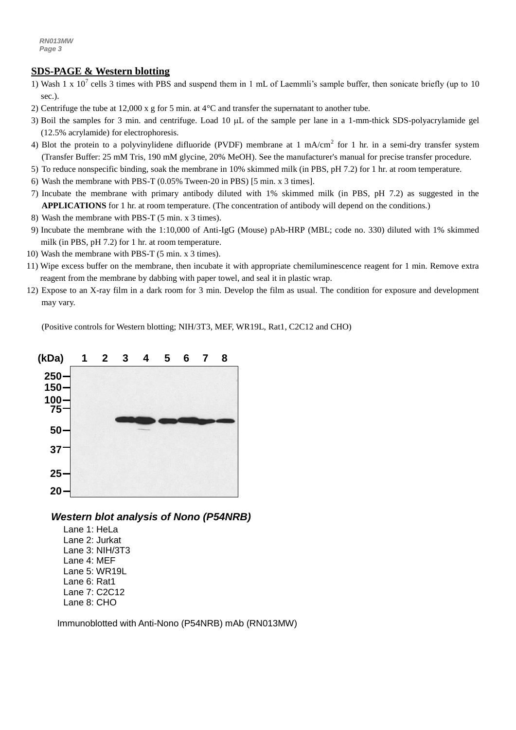## SDS-PAGE & Western blotting

1) Wash 1 x $10^7$ cells 3 times with PBS and suspend them in 1 mL of Laemmli's sample buffer, then sonicate briefly (up to 10 sec.).
2) Centrifuge the tube at 12,000 x g for 5 min. at 4°C and transfer the supernatant to another tube.
3) Boil the samples for 3 min. and centrifuge. Load 10 μL of the sample per lane in a 1-mm-thick SDS-polyacrylamide gel (12.5% acrylamide) for electrophoresis.
4) Blot the protein to a polyvinylidene difluoride (PVDF) membrane at 1 mA/$cm^2$ for 1 hr. in a semi-dry transfer system (Transfer Buffer: 25 mM Tris, 190 mM glycine, 20% MeOH). See the manufacturer's manual for precise transfer procedure.
5) To reduce nonspecific binding, soak the membrane in 10% skimmed milk (in PBS, pH 7.2) for 1 hr. at room temperature.
6) Wash the membrane with PBS-T (0.05% Tween-20 in PBS) [5 min. x 3 times].
7) Incubate the membrane with primary antibody diluted with 1% skimmed milk (in PBS, pH 7.2) as suggested in the **APPLICATIONS** for 1 hr. at room temperature. (The concentration of antibody will depend on the conditions.)
8) Wash the membrane with PBS-T (5 min. x 3 times).
9) Incubate the membrane with the 1:10,000 of Anti-IgG (Mouse) pAb-HRP (MBL; code no. 330) diluted with 1% skimmed milk (in PBS, pH 7.2) for 1 hr. at room temperature.
10) Wash the membrane with PBS-T (5 min. x 3 times).
11) Wipe excess buffer on the membrane, then incubate it with appropriate chemiluminescence reagent for 1 min. Remove extra reagent from the membrane by dabbing with paper towel, and seal it in plastic wrap.
12) Expose to an X-ray film in a dark room for 3 min. Develop the film as usual. The condition for exposure and development may vary.

(Positive controls for Western blotting; NIH/3T3, MEF, WR19L, Rat1, C2C12 and CHO)

***Western blot analysis of Nono (P54NRB)***

Lane 1: HeLa
Lane 2: Jurkat
Lane 3: NIH/3T3
Lane 4: MEF
Lane 5: WR19L
Lane 6: Rat1
Lane 7: C2C12
Lane 8: CHO

Immunoblotted with Anti-Nono (P54NRB) mAb (RN013MW)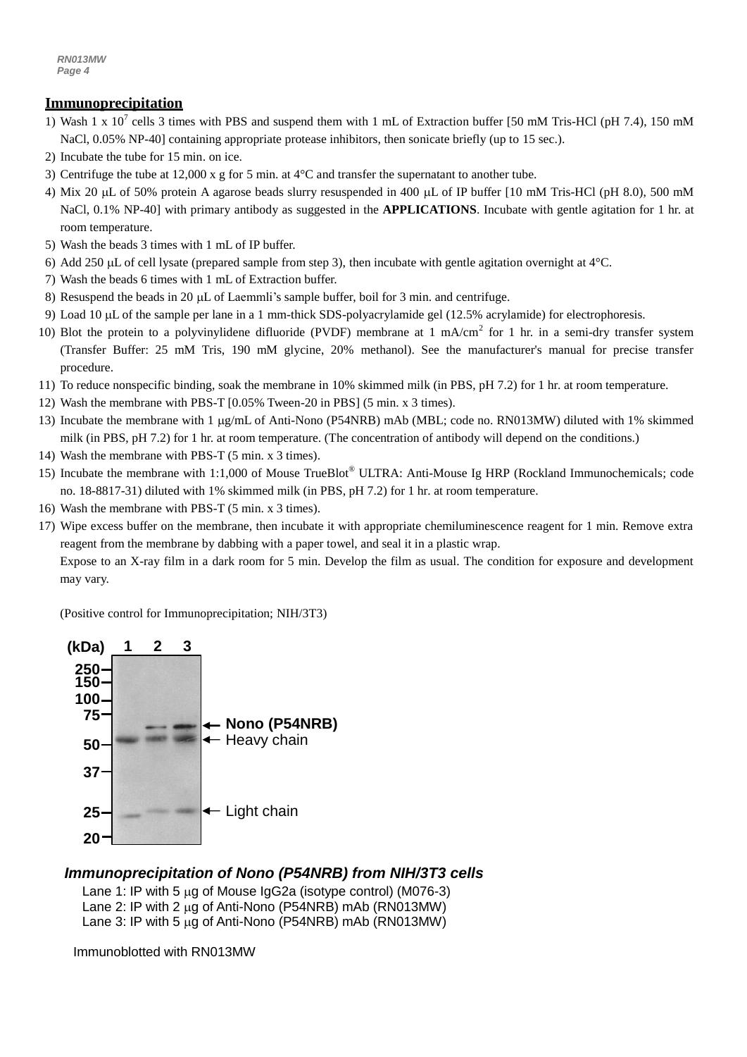## Immunoprecipitation

1) Wash 1 x $10^7$ cells 3 times with PBS and suspend them with 1 mL of Extraction buffer [50 mM Tris-HCl (pH 7.4), 150 mM NaCl, 0.05% NP-40] containing appropriate protease inhibitors, then sonicate briefly (up to 15 sec.).
2) Incubate the tube for 15 min. on ice.
3) Centrifuge the tube at 12,000 x g for 5 min. at 4°C and transfer the supernatant to another tube.
4) Mix 20 μL of 50% protein A agarose beads slurry resuspended in 400 μL of IP buffer [10 mM Tris-HCl (pH 8.0), 500 mM NaCl, 0.1% NP-40] with primary antibody as suggested in the **APPLICATIONS**. Incubate with gentle agitation for 1 hr. at room temperature.
5) Wash the beads 3 times with 1 mL of IP buffer.
6) Add 250 μL of cell lysate (prepared sample from step 3), then incubate with gentle agitation overnight at 4°C.
7) Wash the beads 6 times with 1 mL of Extraction buffer.
8) Resuspend the beads in 20 μL of Laemmli's sample buffer, boil for 3 min. and centrifuge.
9) Load 10 μL of the sample per lane in a 1 mm-thick SDS-polyacrylamide gel (12.5% acrylamide) for electrophoresis.
10) Blot the protein to a polyvinylidene difluoride (PVDF) membrane at 1 mA/$cm^2$ for 1 hr. in a semi-dry transfer system (Transfer Buffer: 25 mM Tris, 190 mM glycine, 20% methanol). See the manufacturer's manual for precise transfer procedure.
11) To reduce nonspecific binding, soak the membrane in 10% skimmed milk (in PBS, pH 7.2) for 1 hr. at room temperature.
12) Wash the membrane with PBS-T [0.05% Tween-20 in PBS] (5 min. x 3 times).
13) Incubate the membrane with 1 μg/mL of Anti-Nono (P54NRB) mAb (MBL; code no. RN013MW) diluted with 1% skimmed milk (in PBS, pH 7.2) for 1 hr. at room temperature. (The concentration of antibody will depend on the conditions.)
14) Wash the membrane with PBS-T (5 min. x 3 times).
15) Incubate the membrane with 1:1,000 of Mouse TrueBlot® ULTRA: Anti-Mouse Ig HRP (Rockland Immunochemicals; code no. 18-8817-31) diluted with 1% skimmed milk (in PBS, pH 7.2) for 1 hr. at room temperature.
16) Wash the membrane with PBS-T (5 min. x 3 times).
17) Wipe excess buffer on the membrane, then incubate it with appropriate chemiluminescence reagent for 1 min. Remove extra reagent from the membrane by dabbing with a paper towel, and seal it in a plastic wrap.
    Expose to an X-ray film in a dark room for 5 min. Develop the film as usual. The condition for exposure and development may vary.

(Positive control for Immunoprecipitation; NIH/3T3)

(kDa) 1 2 3 — 250, 150, 100, 75, 50, 37, 25, 20 — Nono (P54NRB), Heavy chain, Light chain

***Immunoprecipitation of Nono (P54NRB) from NIH/3T3 cells***

Lane 1: IP with 5 μg of Mouse IgG2a (isotype control) (M076-3)
Lane 2: IP with 2 μg of Anti-Nono (P54NRB) mAb (RN013MW)
Lane 3: IP with 5 μg of Anti-Nono (P54NRB) mAb (RN013MW)

Immunoblotted with RN013MW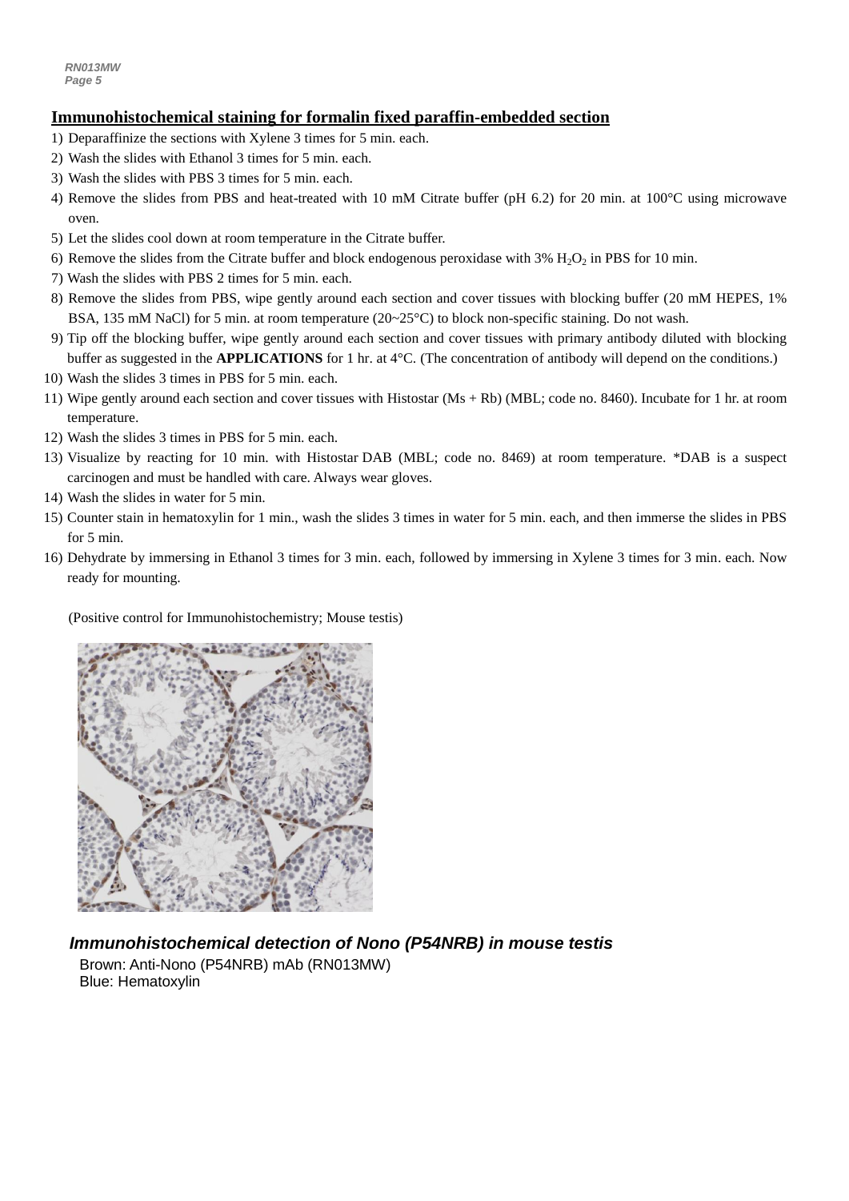## Immunohistochemical staining for formalin fixed paraffin-embedded section

1) Deparaffinize the sections with Xylene 3 times for 5 min. each.
2) Wash the slides with Ethanol 3 times for 5 min. each.
3) Wash the slides with PBS 3 times for 5 min. each.
4) Remove the slides from PBS and heat-treated with 10 mM Citrate buffer (pH 6.2) for 20 min. at 100°C using microwave oven.
5) Let the slides cool down at room temperature in the Citrate buffer.
6) Remove the slides from the Citrate buffer and block endogenous peroxidase with 3% $H_2O_2$ in PBS for 10 min.
7) Wash the slides with PBS 2 times for 5 min. each.
8) Remove the slides from PBS, wipe gently around each section and cover tissues with blocking buffer (20 mM HEPES, 1% BSA, 135 mM NaCl) for 5 min. at room temperature (20~25°C) to block non-specific staining. Do not wash.
9) Tip off the blocking buffer, wipe gently around each section and cover tissues with primary antibody diluted with blocking buffer as suggested in the **APPLICATIONS** for 1 hr. at 4°C. (The concentration of antibody will depend on the conditions.)
10) Wash the slides 3 times in PBS for 5 min. each.
11) Wipe gently around each section and cover tissues with Histostar (Ms + Rb) (MBL; code no. 8460). Incubate for 1 hr. at room temperature.
12) Wash the slides 3 times in PBS for 5 min. each.
13) Visualize by reacting for 10 min. with Histostar DAB (MBL; code no. 8469) at room temperature. *DAB is a suspect carcinogen and must be handled with care. Always wear gloves.
14) Wash the slides in water for 5 min.
15) Counter stain in hematoxylin for 1 min., wash the slides 3 times in water for 5 min. each, and then immerse the slides in PBS for 5 min.
16) Dehydrate by immersing in Ethanol 3 times for 3 min. each, followed by immersing in Xylene 3 times for 3 min. each. Now ready for mounting.

(Positive control for Immunohistochemistry; Mouse testis)

***Immunohistochemical detection of Nono (P54NRB) in mouse testis***

Brown: Anti-Nono (P54NRB) mAb (RN013MW)
Blue: Hematoxylin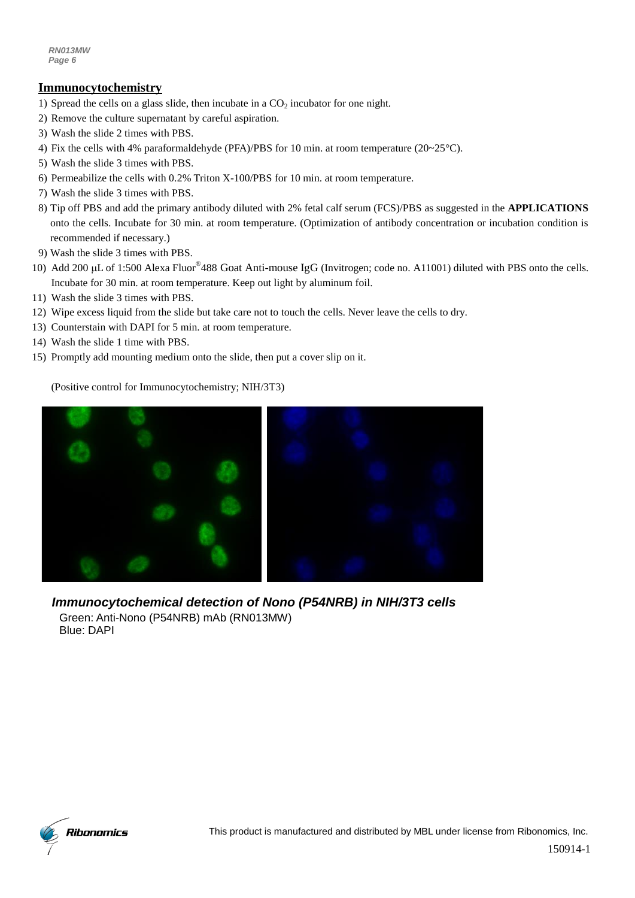## Immunocytochemistry

1) Spread the cells on a glass slide, then incubate in a $CO_2$ incubator for one night.
2) Remove the culture supernatant by careful aspiration.
3) Wash the slide 2 times with PBS.
4) Fix the cells with 4% paraformaldehyde (PFA)/PBS for 10 min. at room temperature (20~25°C).
5) Wash the slide 3 times with PBS.
6) Permeabilize the cells with 0.2% Triton X-100/PBS for 10 min. at room temperature.
7) Wash the slide 3 times with PBS.
8) Tip off PBS and add the primary antibody diluted with 2% fetal calf serum (FCS)/PBS as suggested in the **APPLICATIONS** onto the cells. Incubate for 30 min. at room temperature. (Optimization of antibody concentration or incubation condition is recommended if necessary.)
9) Wash the slide 3 times with PBS.
10) Add 200 μL of 1:500 Alexa Fluor® 488 Goat Anti-mouse IgG (Invitrogen; code no. A11001) diluted with PBS onto the cells. Incubate for 30 min. at room temperature. Keep out light by aluminum foil.
11) Wash the slide 3 times with PBS.
12) Wipe excess liquid from the slide but take care not to touch the cells. Never leave the cells to dry.
13) Counterstain with DAPI for 5 min. at room temperature.
14) Wash the slide 1 time with PBS.
15) Promptly add mounting medium onto the slide, then put a cover slip on it.

(Positive control for Immunocytochemistry; NIH/3T3)

***Immunocytochemical detection of Nono (P54NRB) in NIH/3T3 cells***

Green: Anti-Nono (P54NRB) mAb (RN013MW)
Blue: DAPI

This product is manufactured and distributed by MBL under license from Ribonomics, Inc.

150914-1